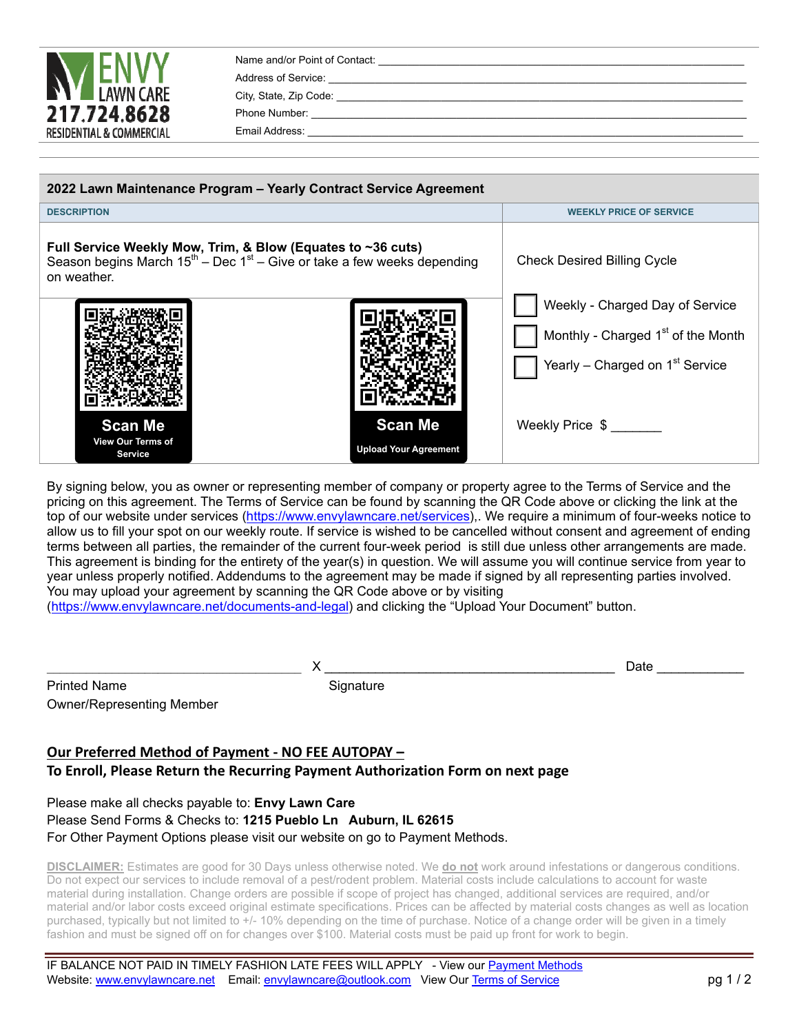ENVY LAWN CARE
217.724.8628
RESIDENTIAL & COMMERCIAL

Name and/or Point of Contact: ______________________________
Address of Service: ______________________________
City, State, Zip Code: ______________________________
Phone Number: ______________________________
Email Address: ______________________________

| 2022 Lawn Maintenance Program – Yearly Contract Service Agreement | |
|---|---|
| **DESCRIPTION** | **WEEKLY PRICE OF SERVICE** |
| **Full Service Weekly Mow, Trim, & Blow (Equates to ~36 cuts)** Season begins March 15th – Dec 1st – Give or take a few weeks depending on weather. | Check Desired Billing Cycle |
| **Scan Me** View Our Terms of Service / **Scan Me** Upload Your Agreement | ☐ Weekly - Charged Day of Service<br>☐ Monthly - Charged 1st of the Month<br>☐ Yearly – Charged on 1st Service<br><br>Weekly Price $ _______ |

By signing below, you as owner or representing member of company or property agree to the Terms of Service and the pricing on this agreement. The Terms of Service can be found by scanning the QR Code above or clicking the link at the top of our website under services (https://www.envylawncare.net/services),. We require a minimum of four-weeks notice to allow us to fill your spot on our weekly route. If service is wished to be cancelled without consent and agreement of ending terms between all parties, the remainder of the current four-week period is still due unless other arrangements are made. This agreement is binding for the entirety of the year(s) in question. We will assume you will continue service from year to year unless properly notified. Addendums to the agreement may be made if signed by all representing parties involved. You may upload your agreement by scanning the QR Code above or by visiting (https://www.envylawncare.net/documents-and-legal) and clicking the "Upload Your Document" button.

______________________________ X ______________________________ Date ____________

Printed Name
Owner/Representing Member

Signature

**Our Preferred Method of Payment - NO FEE AUTOPAY –**
**To Enroll, Please Return the Recurring Payment Authorization Form on next page**

Please make all checks payable to: **Envy Lawn Care**
Please Send Forms & Checks to: **1215 Pueblo Ln Auburn, IL 62615**
For Other Payment Options please visit our website on go to Payment Methods.

**DISCLAIMER:** Estimates are good for 30 Days unless otherwise noted. We **do not** work around infestations or dangerous conditions. Do not expect our services to include removal of a pest/rodent problem. Material costs include calculations to account for waste material during installation. Change orders are possible if scope of project has changed, additional services are required, and/or material and/or labor costs exceed original estimate specifications. Prices can be affected by material costs changes as well as location purchased, typically but not limited to +/- 10% depending on the time of purchase. Notice of a change order will be given in a timely fashion and must be signed off on for changes over $100. Material costs must be paid up front for work to begin.

IF BALANCE NOT PAID IN TIMELY FASHION LATE FEES WILL APPLY - View our Payment Methods
Website: www.envylawncare.net Email: envylawncare@outlook.com View Our Terms of Service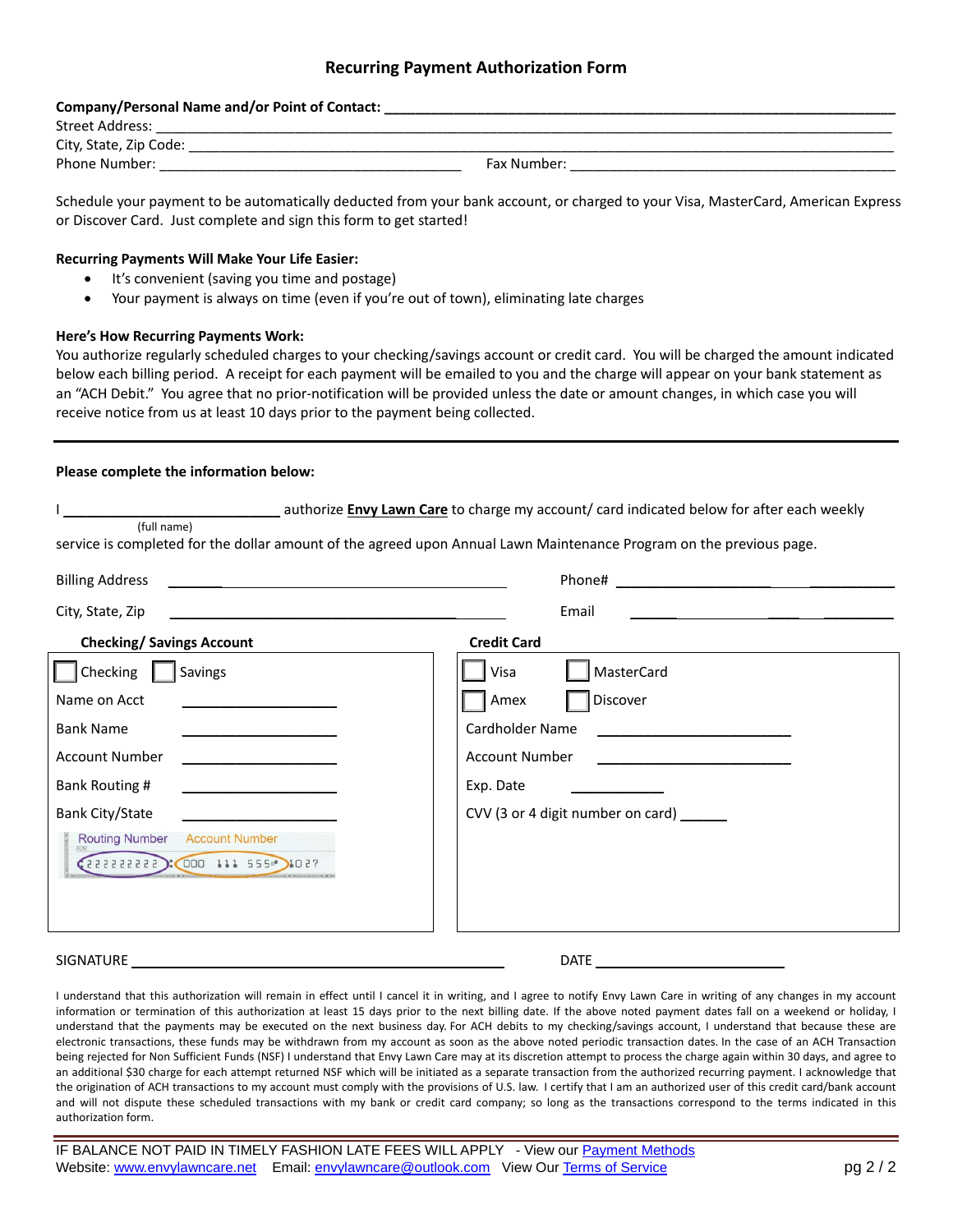# Recurring Payment Authorization Form

**Company/Personal Name and/or Point of Contact: ____________________________________________**

Street Address: ______________________________________________________________________

City, State, Zip Code: _________________________________________________________________

Phone Number: ______________________________ Fax Number: ______________________________

Schedule your payment to be automatically deducted from your bank account, or charged to your Visa, MasterCard, American Express or Discover Card. Just complete and sign this form to get started!

**Recurring Payments Will Make Your Life Easier:**

- It's convenient (saving you time and postage)
- Your payment is always on time (even if you're out of town), eliminating late charges

**Here's How Recurring Payments Work:**

You authorize regularly scheduled charges to your checking/savings account or credit card. You will be charged the amount indicated below each billing period. A receipt for each payment will be emailed to you and the charge will appear on your bank statement as an "ACH Debit." You agree that no prior-notification will be provided unless the date or amount changes, in which case you will receive notice from us at least 10 days prior to the payment being collected.

---

**Please complete the information below:**

I ____________________ (full name) authorize **Envy Lawn Care** to charge my account/ card indicated below for after each weekly service is completed for the dollar amount of the agreed upon Annual Lawn Maintenance Program on the previous page.

Billing Address ______________________________ Phone# ______________________________

City, State, Zip ______________________________ Email ______________________________

**Checking/ Savings Account**

☐ Checking ☐ Savings

Name on Acct ____________________

Bank Name ____________________

Account Number ____________________

Bank Routing # ____________________

Bank City/State ____________________

Routing Number Account Number

**Credit Card**

☐ Visa ☐ MasterCard

☐ Amex ☐ Discover

Cardholder Name ____________________

Account Number ____________________

Exp. Date ____________

CVV (3 or 4 digit number on card) ______

SIGNATURE ______________________________ DATE ____________________

I understand that this authorization will remain in effect until I cancel it in writing, and I agree to notify Envy Lawn Care in writing of any changes in my account information or termination of this authorization at least 15 days prior to the next billing date. If the above noted payment dates fall on a weekend or holiday, I understand that the payments may be executed on the next business day. For ACH debits to my checking/savings account, I understand that because these are electronic transactions, these funds may be withdrawn from my account as soon as the above noted periodic transaction dates. In the case of an ACH Transaction being rejected for Non Sufficient Funds (NSF) I understand that Envy Lawn Care may at its discretion attempt to process the charge again within 30 days, and agree to an additional $30 charge for each attempt returned NSF which will be initiated as a separate transaction from the authorized recurring payment. I acknowledge that the origination of ACH transactions to my account must comply with the provisions of U.S. law. I certify that I am an authorized user of this credit card/bank account and will not dispute these scheduled transactions with my bank or credit card company; so long as the transactions correspond to the terms indicated in this authorization form.

---

IF BALANCE NOT PAID IN TIMELY FASHION LATE FEES WILL APPLY - View our Payment Methods

Website: www.envylawncare.net Email: envylawncare@outlook.com View Our Terms of Service